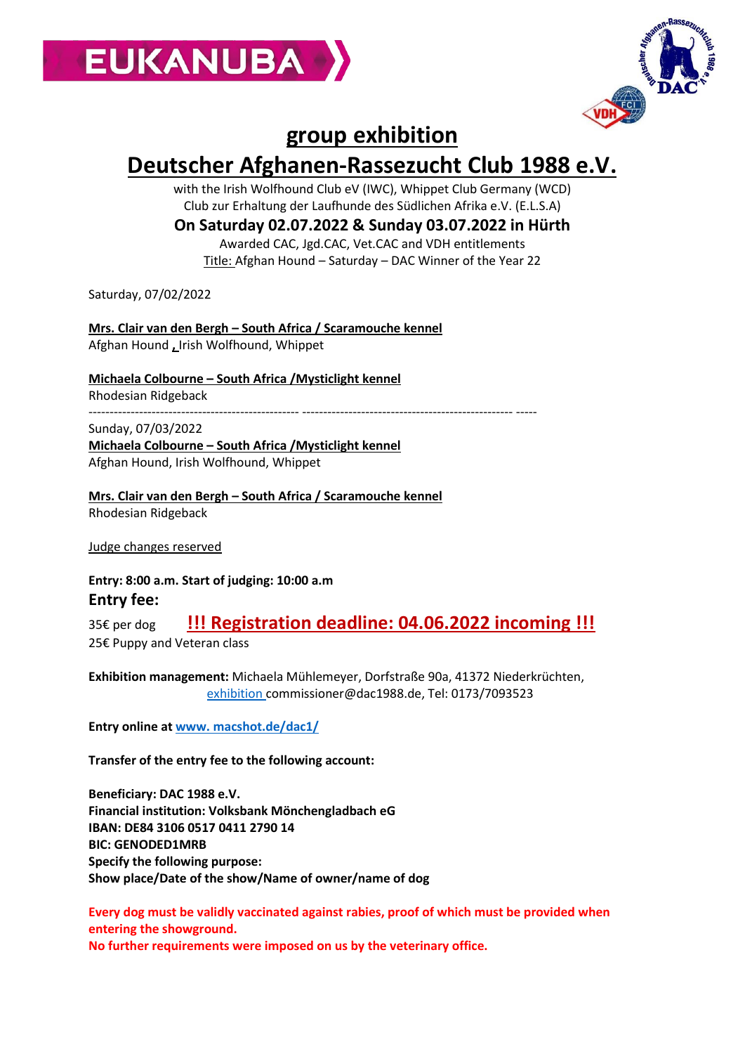# group exhibition

# Deutscher Afghanen-Rassezucht Club 1988 e.V.

with the Irish Wolfhound Club eV (IWC), Whippet Club Germany (WCD)
Club zur Erhaltung der Laufhunde des Südlichen Afrika e.V. (E.L.S.A)

**On Saturday 02.07.2022 & Sunday 03.07.2022 in Hürth**

Awarded CAC, Jgd.CAC, Vet.CAC and VDH entitlements

Title: Afghan Hound – Saturday – DAC Winner of the Year 22

Saturday, 07/02/2022

**Mrs. Clair van den Bergh – South Africa / Scaramouche kennel**
Afghan Hound , Irish Wolfhound, Whippet

**Michaela Colbourne – South Africa /Mysticlight kennel**
Rhodesian Ridgeback

---

Sunday, 07/03/2022

**Michaela Colbourne – South Africa /Mysticlight kennel**
Afghan Hound, Irish Wolfhound, Whippet

**Mrs. Clair van den Bergh – South Africa / Scaramouche kennel**
Rhodesian Ridgeback

Judge changes reserved

**Entry: 8:00 a.m. Start of judging: 10:00 a.m**

**Entry fee:**

35€ per dog **!!! Registration deadline: 04.06.2022 incoming !!!**

25€ Puppy and Veteran class

**Exhibition management:** Michaela Mühlemeyer, Dorfstraße 90a, 41372 Niederkrüchten, exhibition commissioner@dac1988.de, Tel: 0173/7093523

**Entry online at www. macshot.de/dac1/**

**Transfer of the entry fee to the following account:**

**Beneficiary: DAC 1988 e.V.**
**Financial institution: Volksbank Mönchengladbach eG**
**IBAN: DE84 3106 0517 0411 2790 14**
**BIC: GENODED1MRB**
**Specify the following purpose:**
**Show place/Date of the show/Name of owner/name of dog**

**Every dog must be validly vaccinated against rabies, proof of which must be provided when entering the showground.**
**No further requirements were imposed on us by the veterinary office.**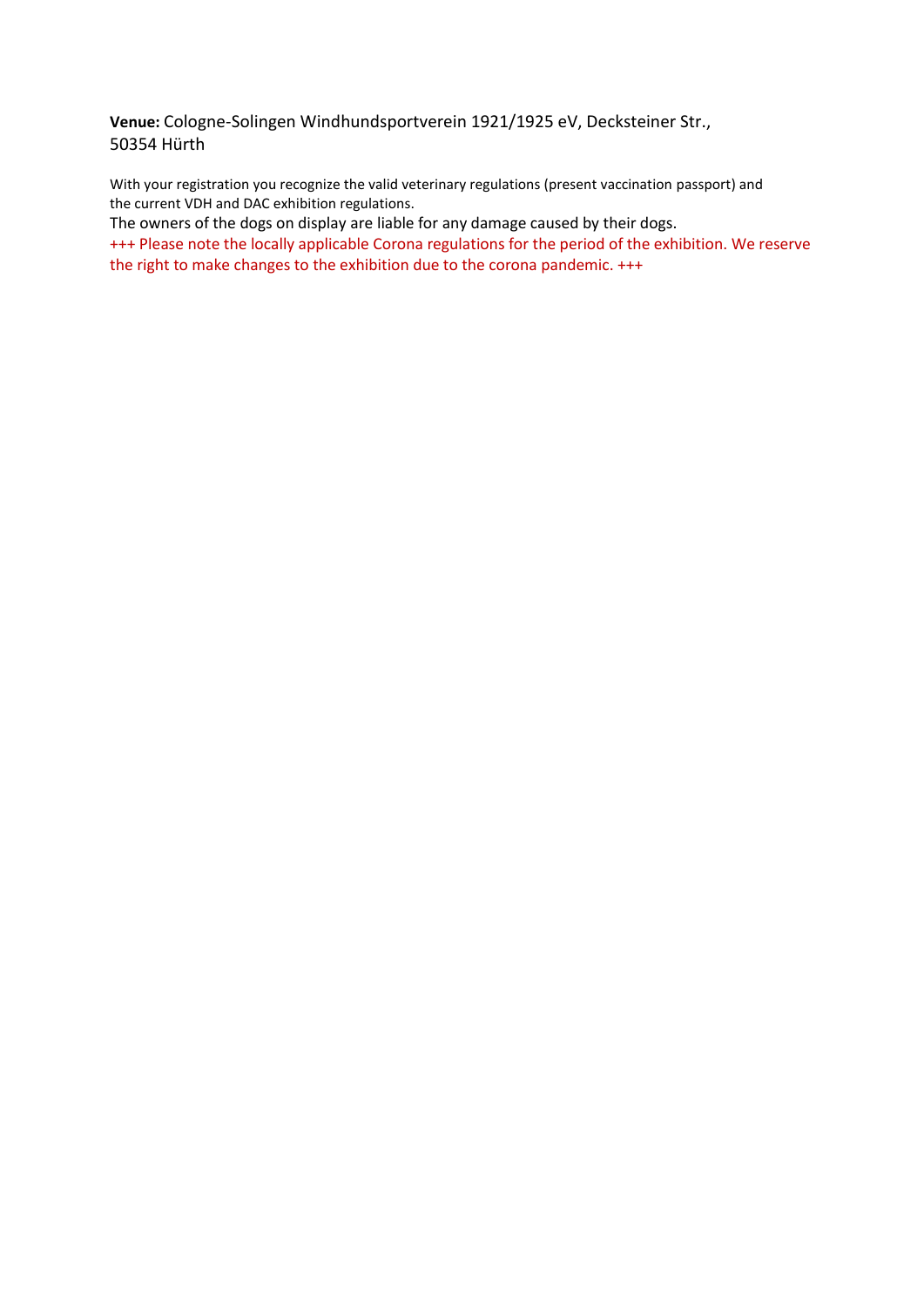**Venue:** Cologne-Solingen Windhundsportverein 1921/1925 eV, Decksteiner Str., 50354 Hürth

With your registration you recognize the valid veterinary regulations (present vaccination passport) and the current VDH and DAC exhibition regulations.

The owners of the dogs on display are liable for any damage caused by their dogs.

+++ Please note the locally applicable Corona regulations for the period of the exhibition. We reserve the right to make changes to the exhibition due to the corona pandemic. +++